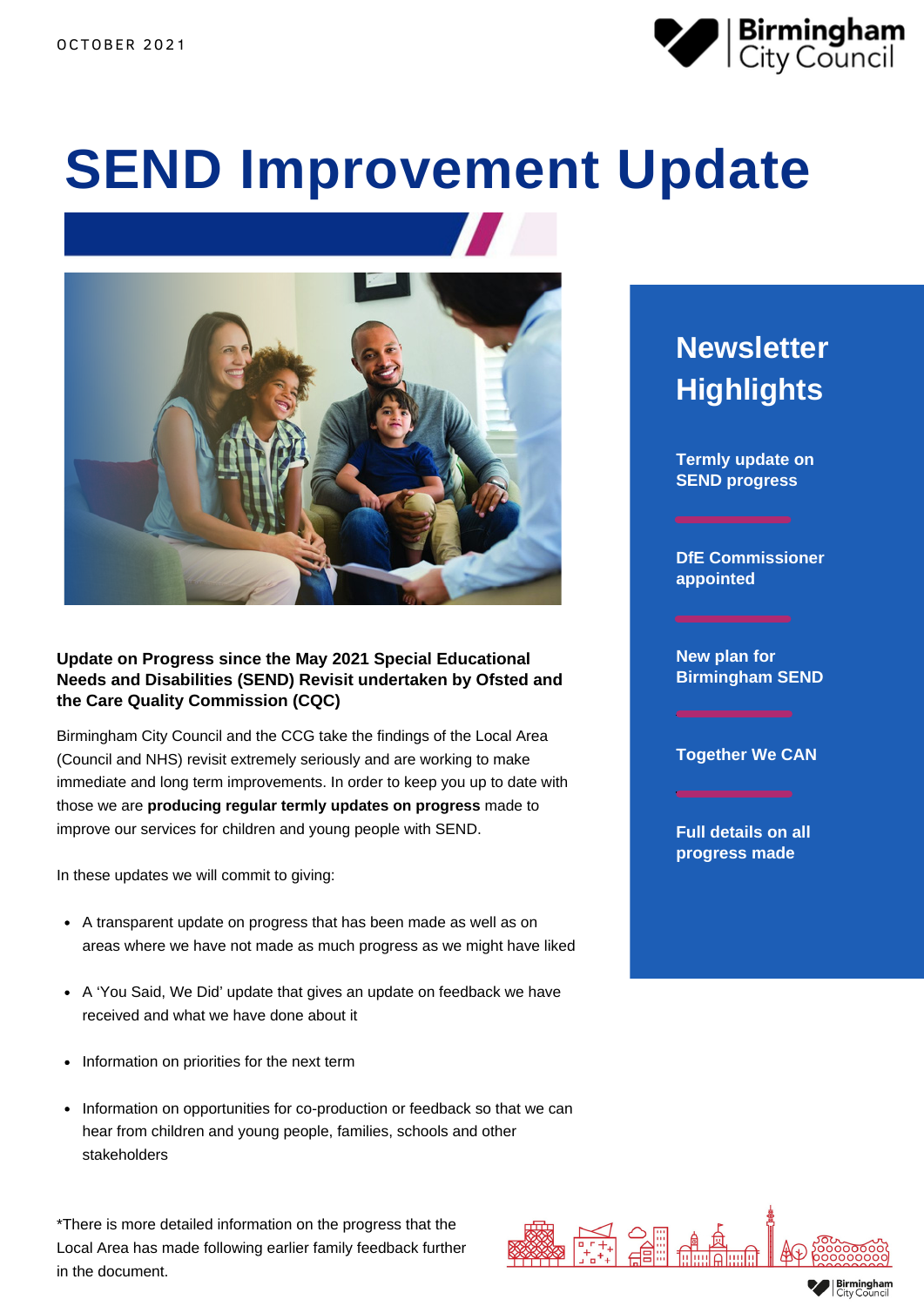OCTOBER 2021

# SEND Improvement Update

## Newsletter Highlights

**Termly update on SEND progress**

**DfE Commissioner appointed**

**New plan for Birmingham SEND**

**Together We CAN**

**Full details on all progress made**

**Update on Progress since the May 2021 Special Educational Needs and Disabilities (SEND) Revisit undertaken by Ofsted and the Care Quality Commission (CQC)**

Birmingham City Council and the CCG take the findings of the Local Area (Council and NHS) revisit extremely seriously and are working to make immediate and long term improvements. In order to keep you up to date with those we are **producing regular termly updates on progress** made to improve our services for children and young people with SEND.

In these updates we will commit to giving:

- A transparent update on progress that has been made as well as on areas where we have not made as much progress as we might have liked
- A 'You Said, We Did' update that gives an update on feedback we have received and what we have done about it
- Information on priorities for the next term
- Information on opportunities for co-production or feedback so that we can hear from children and young people, families, schools and other stakeholders

*There is more detailed information on the progress that the Local Area has made following earlier family feedback further in the document.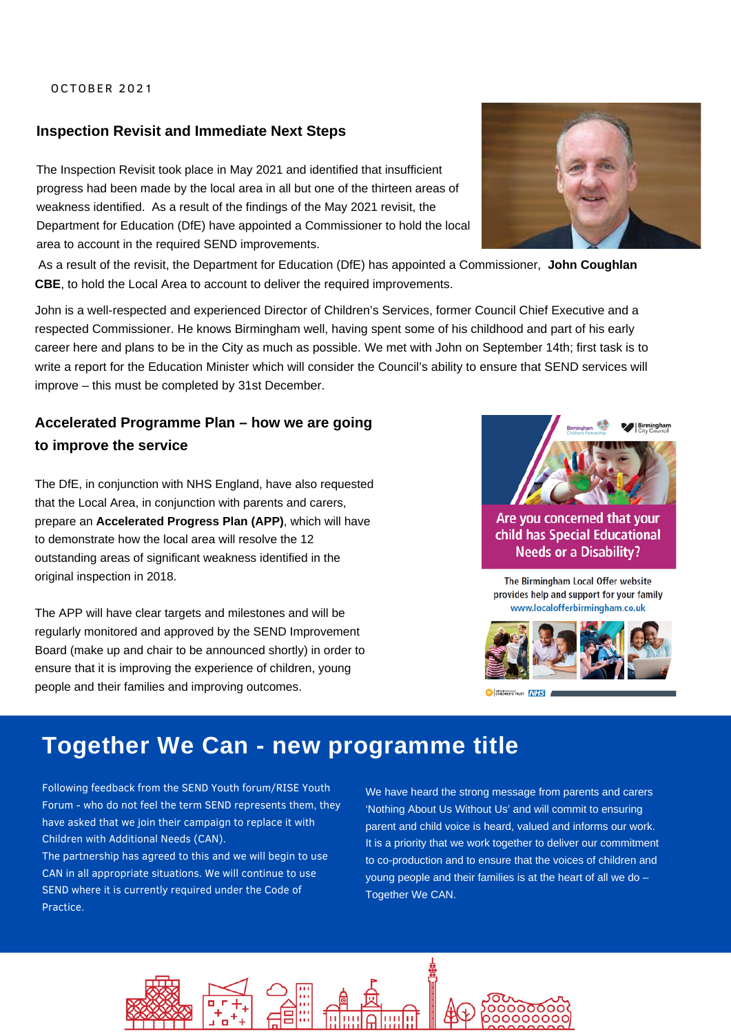OCTOBER 2021

### Inspection Revisit and Immediate Next Steps

The Inspection Revisit took place in May 2021 and identified that insufficient progress had been made by the local area in all but one of the thirteen areas of weakness identified. As a result of the findings of the May 2021 revisit, the Department for Education (DfE) have appointed a Commissioner to hold the local area to account in the required SEND improvements.

As a result of the revisit, the Department for Education (DfE) has appointed a Commissioner, **John Coughlan CBE**, to hold the Local Area to account to deliver the required improvements.

John is a well-respected and experienced Director of Children's Services, former Council Chief Executive and a respected Commissioner. He knows Birmingham well, having spent some of his childhood and part of his early career here and plans to be in the City as much as possible. We met with John on September 14th; first task is to write a report for the Education Minister which will consider the Council's ability to ensure that SEND services will improve – this must be completed by 31st December.

### Accelerated Programme Plan – how we are going to improve the service

The DfE, in conjunction with NHS England, have also requested that the Local Area, in conjunction with parents and carers, prepare an **Accelerated Progress Plan (APP)**, which will have to demonstrate how the local area will resolve the 12 outstanding areas of significant weakness identified in the original inspection in 2018.

The APP will have clear targets and milestones and will be regularly monitored and approved by the SEND Improvement Board (make up and chair to be announced shortly) in order to ensure that it is improving the experience of children, young people and their families and improving outcomes.

Are you concerned that your child has Special Educational Needs or a Disability?

The Birmingham Local Offer website provides help and support for your family
www.localofferbirmingham.co.uk

## Together We Can - new programme title

Following feedback from the SEND Youth forum/RISE Youth Forum - who do not feel the term SEND represents them, they have asked that we join their campaign to replace it with Children with Additional Needs (CAN).
The partnership has agreed to this and we will begin to use CAN in all appropriate situations. We will continue to use SEND where it is currently required under the Code of Practice.

We have heard the strong message from parents and carers 'Nothing About Us Without Us' and will commit to ensuring parent and child voice is heard, valued and informs our work. It is a priority that we work together to deliver our commitment to co-production and to ensure that the voices of children and young people and their families is at the heart of all we do – Together We CAN.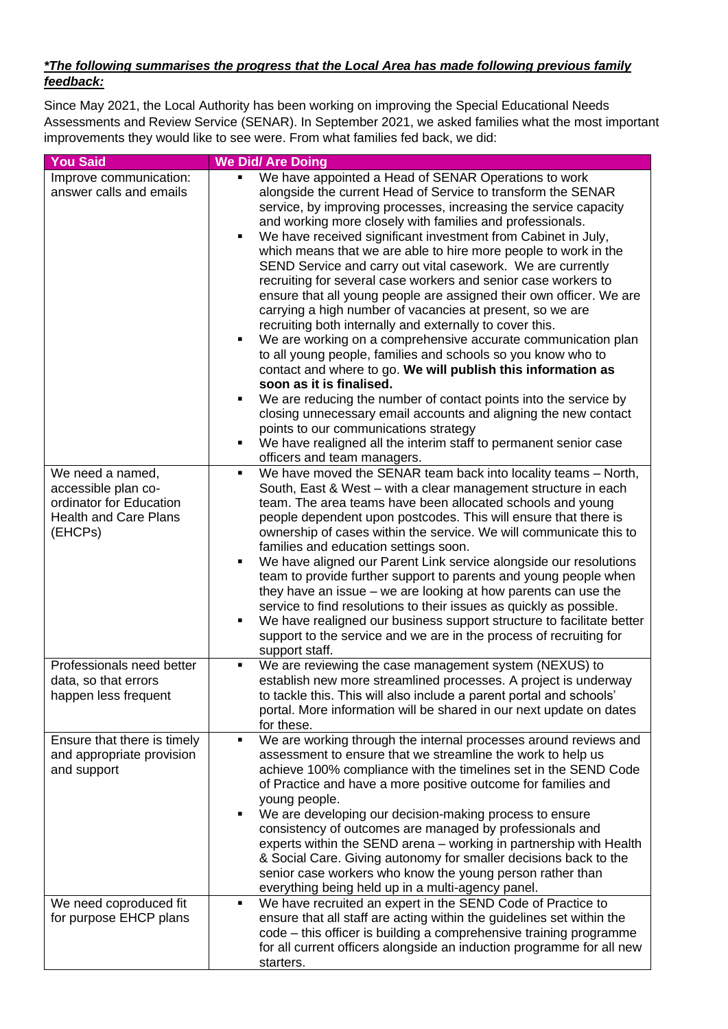***The following summarises the progress that the Local Area has made following previous family feedback:***

Since May 2021, the Local Authority has been working on improving the Special Educational Needs Assessments and Review Service (SENAR). In September 2021, we asked families what the most important improvements they would like to see were. From what families fed back, we did:

| You Said | We Did/ Are Doing |
|---|---|
| Improve communication: answer calls and emails | ▪ We have appointed a Head of SENAR Operations to work alongside the current Head of Service to transform the SENAR service, by improving processes, increasing the service capacity and working more closely with families and professionals.<br>▪ We have received significant investment from Cabinet in July, which means that we are able to hire more people to work in the SEND Service and carry out vital casework. We are currently recruiting for several case workers and senior case workers to ensure that all young people are assigned their own officer. We are carrying a high number of vacancies at present, so we are recruiting both internally and externally to cover this.<br>▪ We are working on a comprehensive accurate communication plan to all young people, families and schools so you know who to contact and where to go. **We will publish this information as soon as it is finalised.**<br>▪ We are reducing the number of contact points into the service by closing unnecessary email accounts and aligning the new contact points to our communications strategy<br>▪ We have realigned all the interim staff to permanent senior case officers and team managers. |
| We need a named, accessible plan co-ordinator for Education Health and Care Plans (EHCPs) | ▪ We have moved the SENAR team back into locality teams – North, South, East & West – with a clear management structure in each team. The area teams have been allocated schools and young people dependent upon postcodes. This will ensure that there is ownership of cases within the service. We will communicate this to families and education settings soon.<br>▪ We have aligned our Parent Link service alongside our resolutions team to provide further support to parents and young people when they have an issue – we are looking at how parents can use the service to find resolutions to their issues as quickly as possible.<br>▪ We have realigned our business support structure to facilitate better support to the service and we are in the process of recruiting for support staff. |
| Professionals need better data, so that errors happen less frequent | ▪ We are reviewing the case management system (NEXUS) to establish new more streamlined processes. A project is underway to tackle this. This will also include a parent portal and schools' portal. More information will be shared in our next update on dates for these. |
| Ensure that there is timely and appropriate provision and support | ▪ We are working through the internal processes around reviews and assessment to ensure that we streamline the work to help us achieve 100% compliance with the timelines set in the SEND Code of Practice and have a more positive outcome for families and young people.<br>▪ We are developing our decision-making process to ensure consistency of outcomes are managed by professionals and experts within the SEND arena – working in partnership with Health & Social Care. Giving autonomy for smaller decisions back to the senior case workers who know the young person rather than everything being held up in a multi-agency panel. |
| We need coproduced fit for purpose EHCP plans | ▪ We have recruited an expert in the SEND Code of Practice to ensure that all staff are acting within the guidelines set within the code – this officer is building a comprehensive training programme for all current officers alongside an induction programme for all new starters. |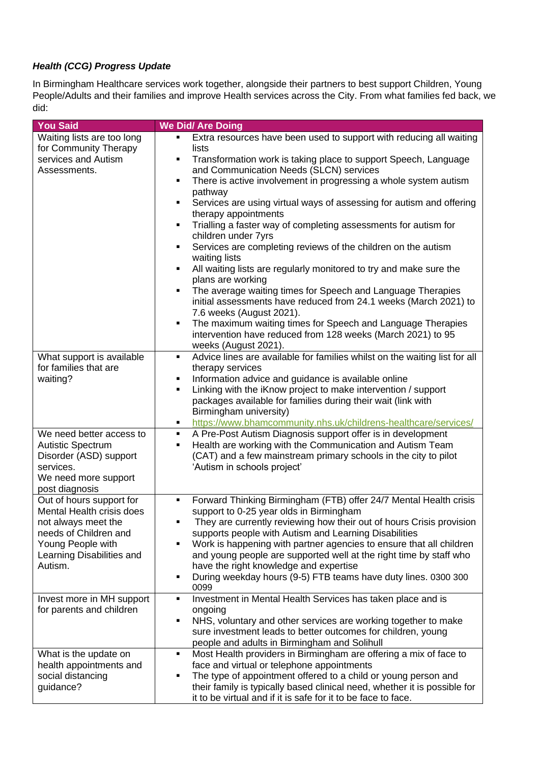***Health (CCG) Progress Update***

In Birmingham Healthcare services work together, alongside their partners to best support Children, Young People/Adults and their families and improve Health services across the City. From what families fed back, we did:

| You Said | We Did/ Are Doing |
|---|---|
| Waiting lists are too long for Community Therapy services and Autism Assessments. | ▪ Extra resources have been used to support with reducing all waiting lists<br>▪ Transformation work is taking place to support Speech, Language and Communication Needs (SLCN) services<br>▪ There is active involvement in progressing a whole system autism pathway<br>▪ Services are using virtual ways of assessing for autism and offering therapy appointments<br>▪ Trialling a faster way of completing assessments for autism for children under 7yrs<br>▪ Services are completing reviews of the children on the autism waiting lists<br>▪ All waiting lists are regularly monitored to try and make sure the plans are working<br>▪ The average waiting times for Speech and Language Therapies initial assessments have reduced from 24.1 weeks (March 2021) to 7.6 weeks (August 2021).<br>▪ The maximum waiting times for Speech and Language Therapies intervention have reduced from 128 weeks (March 2021) to 95 weeks (August 2021). |
| What support is available for families that are waiting? | ▪ Advice lines are available for families whilst on the waiting list for all therapy services<br>▪ Information advice and guidance is available online<br>▪ Linking with the iKnow project to make intervention / support packages available for families during their wait (link with Birmingham university)<br>▪ https://www.bhamcommunity.nhs.uk/childrens-healthcare/services/ |
| We need better access to Autistic Spectrum Disorder (ASD) support services.<br>We need more support post diagnosis | ▪ A Pre-Post Autism Diagnosis support offer is in development<br>▪ Health are working with the Communication and Autism Team (CAT) and a few mainstream primary schools in the city to pilot 'Autism in schools project' |
| Out of hours support for Mental Health crisis does not always meet the needs of Children and Young People with Learning Disabilities and Autism. | ▪ Forward Thinking Birmingham (FTB) offer 24/7 Mental Health crisis support to 0-25 year olds in Birmingham<br>▪ They are currently reviewing how their out of hours Crisis provision supports people with Autism and Learning Disabilities<br>▪ Work is happening with partner agencies to ensure that all children and young people are supported well at the right time by staff who have the right knowledge and expertise<br>▪ During weekday hours (9-5) FTB teams have duty lines. 0300 300 0099 |
| Invest more in MH support for parents and children | ▪ Investment in Mental Health Services has taken place and is ongoing<br>▪ NHS, voluntary and other services are working together to make sure investment leads to better outcomes for children, young people and adults in Birmingham and Solihull |
| What is the update on health appointments and social distancing guidance? | ▪ Most Health providers in Birmingham are offering a mix of face to face and virtual or telephone appointments<br>▪ The type of appointment offered to a child or young person and their family is typically based clinical need, whether it is possible for it to be virtual and if it is safe for it to be face to face. |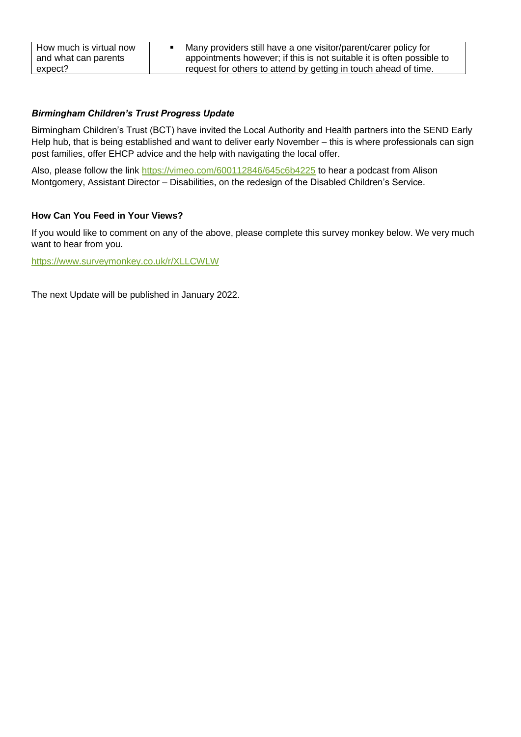| | |
|---|---|
| How much is virtual now and what can parents expect? | ▪ Many providers still have a one visitor/parent/carer policy for appointments however; if this is not suitable it is often possible to request for others to attend by getting in touch ahead of time. |

***Birmingham Children's Trust Progress Update***

Birmingham Children's Trust (BCT) have invited the Local Authority and Health partners into the SEND Early Help hub, that is being established and want to deliver early November – this is where professionals can sign post families, offer EHCP advice and the help with navigating the local offer.

Also, please follow the link https://vimeo.com/600112846/645c6b4225 to hear a podcast from Alison Montgomery, Assistant Director – Disabilities, on the redesign of the Disabled Children's Service.

**How Can You Feed in Your Views?**

If you would like to comment on any of the above, please complete this survey monkey below. We very much want to hear from you.

https://www.surveymonkey.co.uk/r/XLLCWLW

The next Update will be published in January 2022.